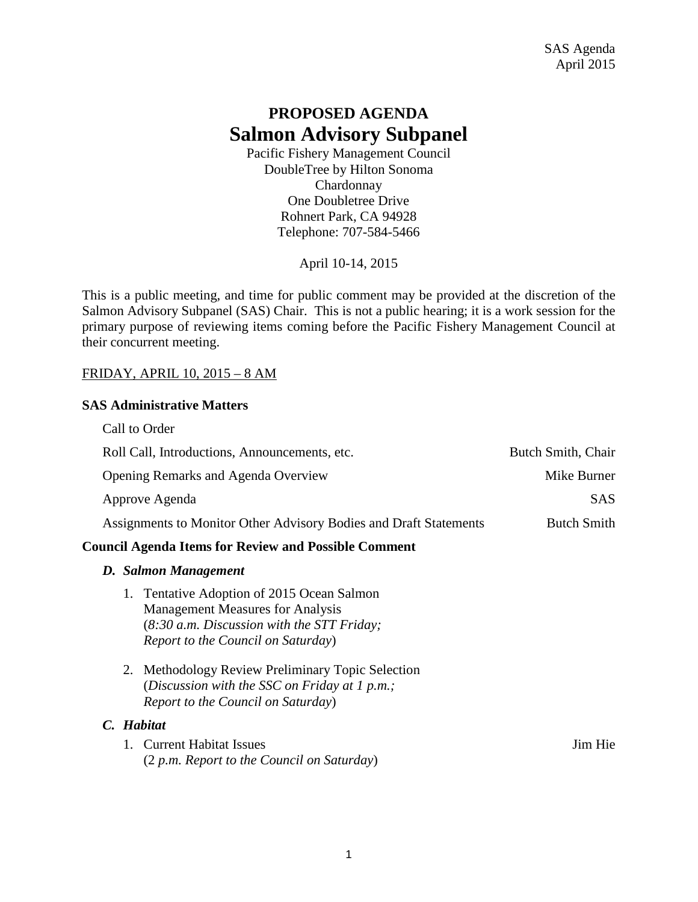SAS Agenda
April 2015

# PROPOSED AGENDA
# Salmon Advisory Subpanel

Pacific Fishery Management Council
DoubleTree by Hilton Sonoma
Chardonnay
One Doubletree Drive
Rohnert Park, CA 94928
Telephone: 707-584-5466

April 10-14, 2015

This is a public meeting, and time for public comment may be provided at the discretion of the Salmon Advisory Subpanel (SAS) Chair. This is not a public hearing; it is a work session for the primary purpose of reviewing items coming before the Pacific Fishery Management Council at their concurrent meeting.

FRIDAY, APRIL 10, 2015 – 8 AM

**SAS Administrative Matters**

Call to Order

Roll Call, Introductions, Announcements, etc. — Butch Smith, Chair

Opening Remarks and Agenda Overview — Mike Burner

Approve Agenda — SAS

Assignments to Monitor Other Advisory Bodies and Draft Statements — Butch Smith

**Council Agenda Items for Review and Possible Comment**

***D. Salmon Management***

1. Tentative Adoption of 2015 Ocean Salmon Management Measures for Analysis (*8:30 a.m. Discussion with the STT Friday; Report to the Council on Saturday*)
2. Methodology Review Preliminary Topic Selection (*Discussion with the SSC on Friday at 1 p.m.; Report to the Council on Saturday*)

***C. Habitat***

1. Current Habitat Issues (*2 p.m. Report to the Council on Saturday*) — Jim Hie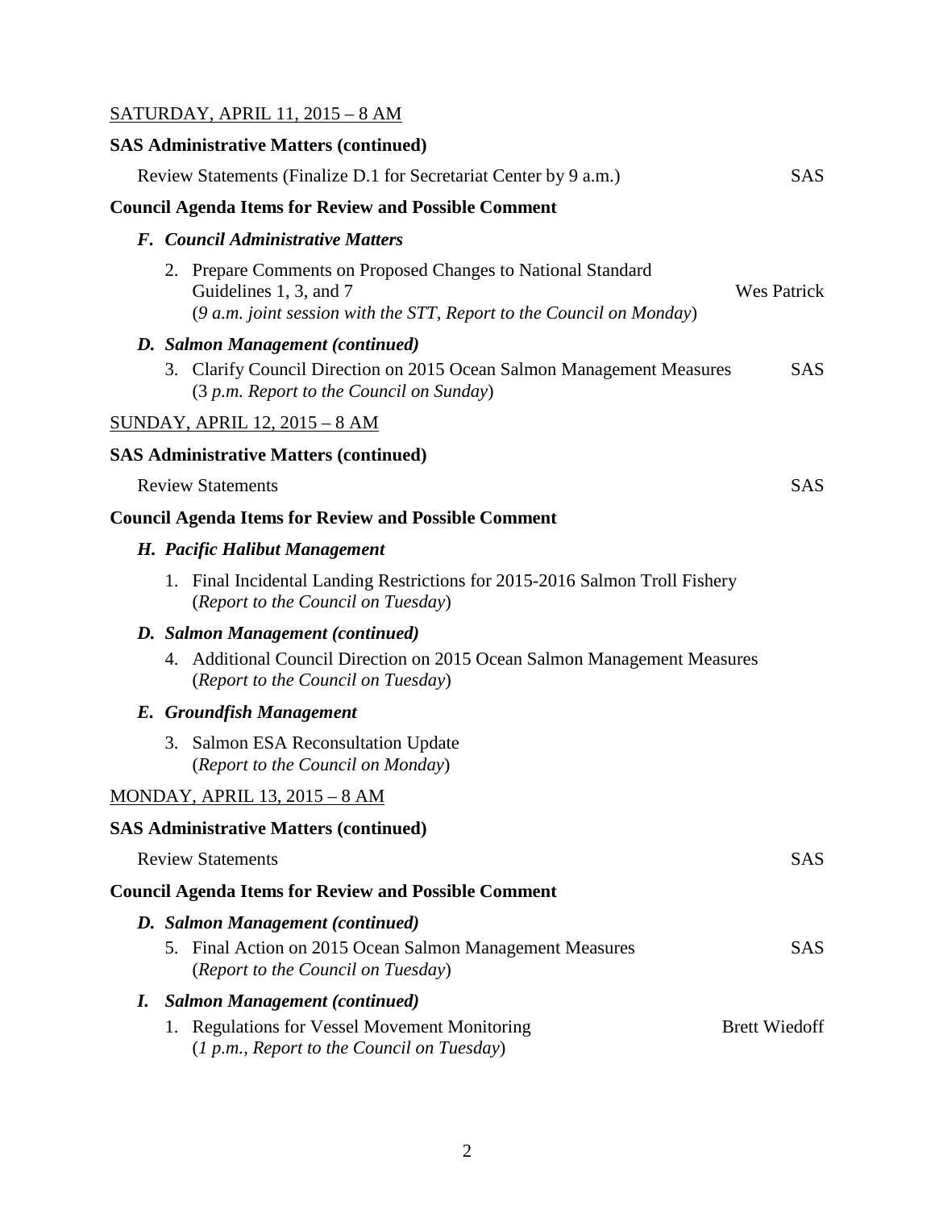SATURDAY, APRIL 11, 2015 – 8 AM

**SAS Administrative Matters (continued)**

Review Statements (Finalize D.1 for Secretariat Center by 9 a.m.) SAS

**Council Agenda Items for Review and Possible Comment**

***F. Council Administrative Matters***

2. Prepare Comments on Proposed Changes to National Standard Guidelines 1, 3, and 7 Wes Patrick
   (*9 a.m. joint session with the STT, Report to the Council on Monday*)

***D. Salmon Management (continued)***

3. Clarify Council Direction on 2015 Ocean Salmon Management Measures SAS
   (*3 p.m. Report to the Council on Sunday*)

SUNDAY, APRIL 12, 2015 – 8 AM

**SAS Administrative Matters (continued)**

Review Statements SAS

**Council Agenda Items for Review and Possible Comment**

***H. Pacific Halibut Management***

1. Final Incidental Landing Restrictions for 2015-2016 Salmon Troll Fishery
   (*Report to the Council on Tuesday*)

***D. Salmon Management (continued)***

4. Additional Council Direction on 2015 Ocean Salmon Management Measures
   (*Report to the Council on Tuesday*)

***E. Groundfish Management***

3. Salmon ESA Reconsultation Update
   (*Report to the Council on Monday*)

MONDAY, APRIL 13, 2015 – 8 AM

**SAS Administrative Matters (continued)**

Review Statements SAS

**Council Agenda Items for Review and Possible Comment**

***D. Salmon Management (continued)***

5. Final Action on 2015 Ocean Salmon Management Measures SAS
   (*Report to the Council on Tuesday*)

***I. Salmon Management (continued)***

1. Regulations for Vessel Movement Monitoring Brett Wiedoff
   (*1 p.m., Report to the Council on Tuesday*)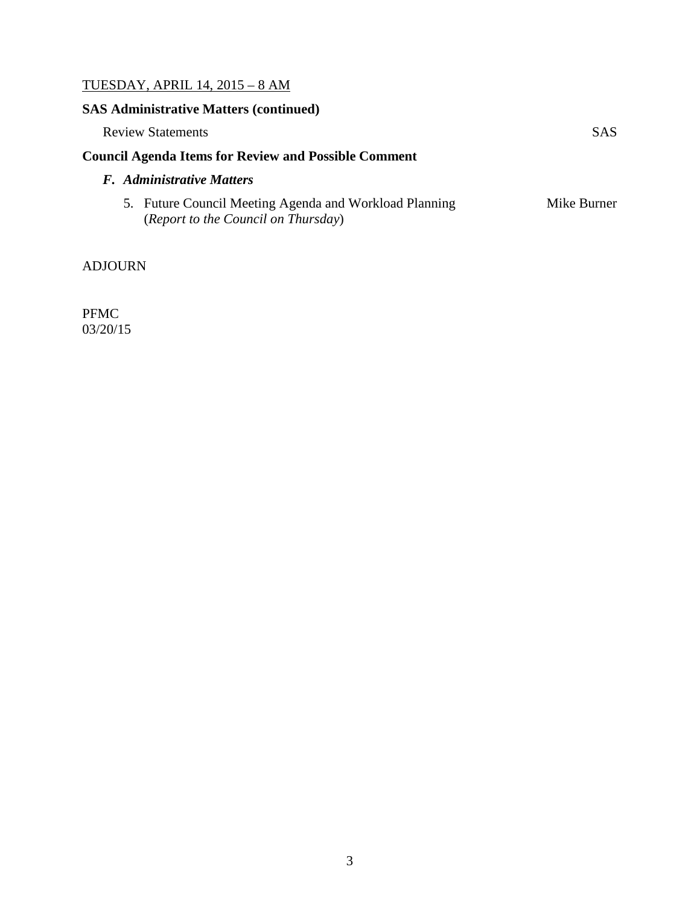<u>TUESDAY, APRIL 14, 2015 – 8 AM</u>

**SAS Administrative Matters (continued)**

Review Statements SAS

**Council Agenda Items for Review and Possible Comment**

***F. Administrative Matters***

5. Future Council Meeting Agenda and Workload Planning Mike Burner
   (*Report to the Council on Thursday*)

ADJOURN

PFMC
03/20/15